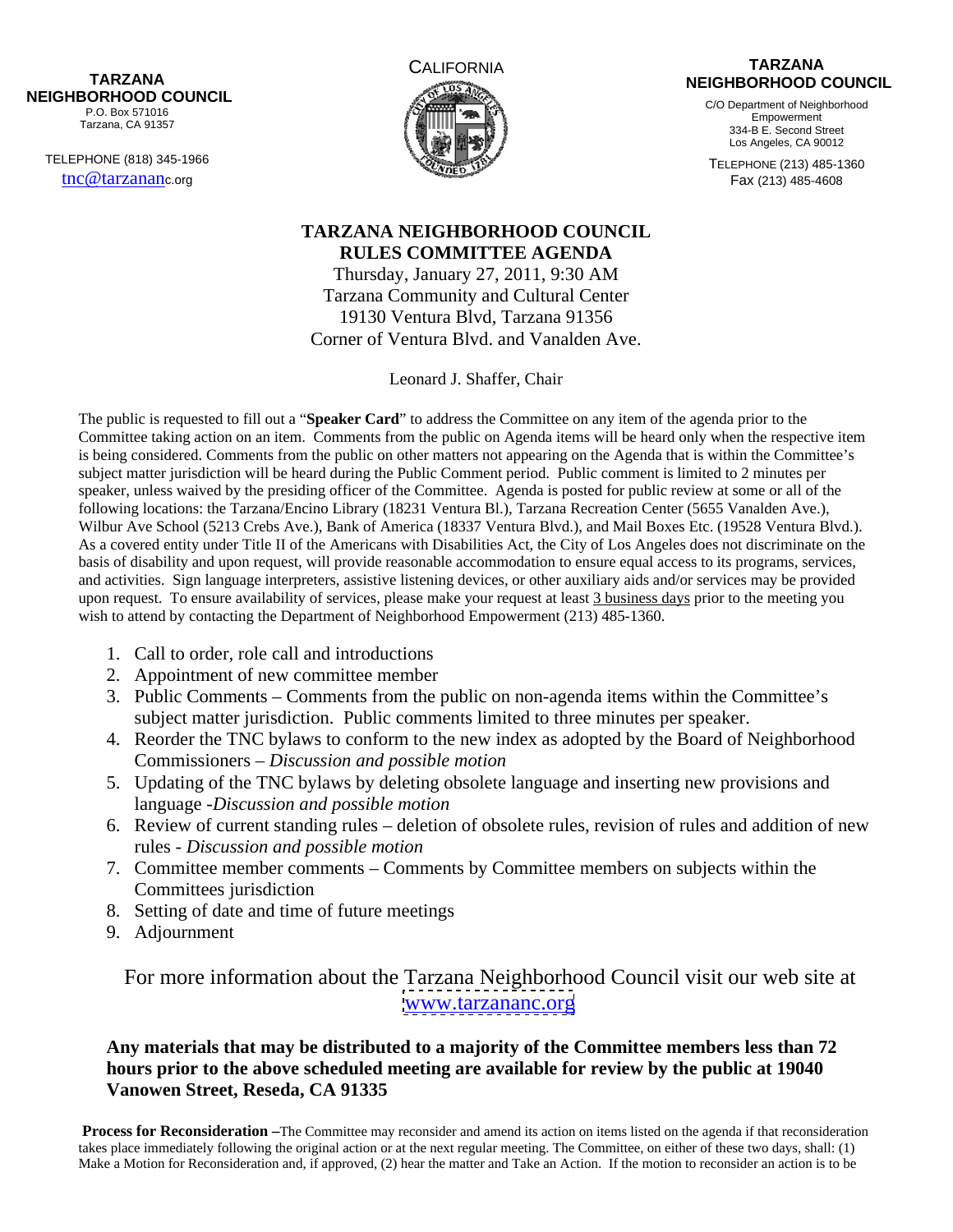**TARZANA NEIGHBORHOOD COUNCIL**
P.O. Box 571016
Tarzana, CA 91357

TELEPHONE (818) 345-1966
tnc@tarzananc.org

CALIFORNIA

**TARZANA NEIGHBORHOOD COUNCIL**
C/O Department of Neighborhood Empowerment
334-B E. Second Street
Los Angeles, CA 90012

TELEPHONE (213) 485-1360
Fax (213) 485-4608

# TARZANA NEIGHBORHOOD COUNCIL RULES COMMITTEE AGENDA

Thursday, January 27, 2011, 9:30 AM
Tarzana Community and Cultural Center
19130 Ventura Blvd, Tarzana 91356
Corner of Ventura Blvd. and Vanalden Ave.

Leonard J. Shaffer, Chair

The public is requested to fill out a "**Speaker Card**" to address the Committee on any item of the agenda prior to the Committee taking action on an item. Comments from the public on Agenda items will be heard only when the respective item is being considered. Comments from the public on other matters not appearing on the Agenda that is within the Committee's subject matter jurisdiction will be heard during the Public Comment period. Public comment is limited to 2 minutes per speaker, unless waived by the presiding officer of the Committee. Agenda is posted for public review at some or all of the following locations: the Tarzana/Encino Library (18231 Ventura Bl.), Tarzana Recreation Center (5655 Vanalden Ave.), Wilbur Ave School (5213 Crebs Ave.), Bank of America (18337 Ventura Blvd.), and Mail Boxes Etc. (19528 Ventura Blvd.). As a covered entity under Title II of the Americans with Disabilities Act, the City of Los Angeles does not discriminate on the basis of disability and upon request, will provide reasonable accommodation to ensure equal access to its programs, services, and activities. Sign language interpreters, assistive listening devices, or other auxiliary aids and/or services may be provided upon request. To ensure availability of services, please make your request at least 3 business days prior to the meeting you wish to attend by contacting the Department of Neighborhood Empowerment (213) 485-1360.

1. Call to order, role call and introductions
2. Appointment of new committee member
3. Public Comments – Comments from the public on non-agenda items within the Committee's subject matter jurisdiction. Public comments limited to three minutes per speaker.
4. Reorder the TNC bylaws to conform to the new index as adopted by the Board of Neighborhood Commissioners – *Discussion and possible motion*
5. Updating of the TNC bylaws by deleting obsolete language and inserting new provisions and language -*Discussion and possible motion*
6. Review of current standing rules – deletion of obsolete rules, revision of rules and addition of new rules - *Discussion and possible motion*
7. Committee member comments – Comments by Committee members on subjects within the Committees jurisdiction
8. Setting of date and time of future meetings
9. Adjournment

For more information about the Tarzana Neighborhood Council visit our web site at www.tarzananc.org

**Any materials that may be distributed to a majority of the Committee members less than 72 hours prior to the above scheduled meeting are available for review by the public at 19040 Vanowen Street, Reseda, CA 91335**

**Process for Reconsideration –**The Committee may reconsider and amend its action on items listed on the agenda if that reconsideration takes place immediately following the original action or at the next regular meeting. The Committee, on either of these two days, shall: (1) Make a Motion for Reconsideration and, if approved, (2) hear the matter and Take an Action. If the motion to reconsider an action is to be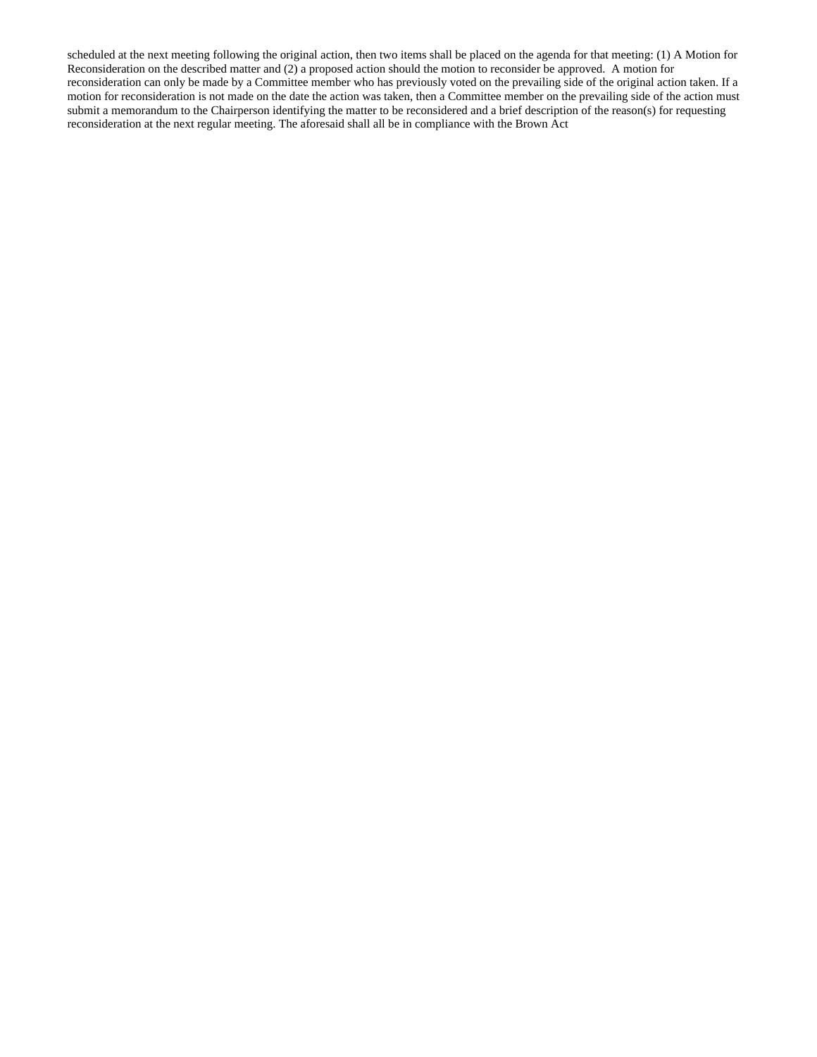scheduled at the next meeting following the original action, then two items shall be placed on the agenda for that meeting: (1) A Motion for Reconsideration on the described matter and (2) a proposed action should the motion to reconsider be approved. A motion for reconsideration can only be made by a Committee member who has previously voted on the prevailing side of the original action taken. If a motion for reconsideration is not made on the date the action was taken, then a Committee member on the prevailing side of the action must submit a memorandum to the Chairperson identifying the matter to be reconsidered and a brief description of the reason(s) for requesting reconsideration at the next regular meeting. The aforesaid shall all be in compliance with the Brown Act